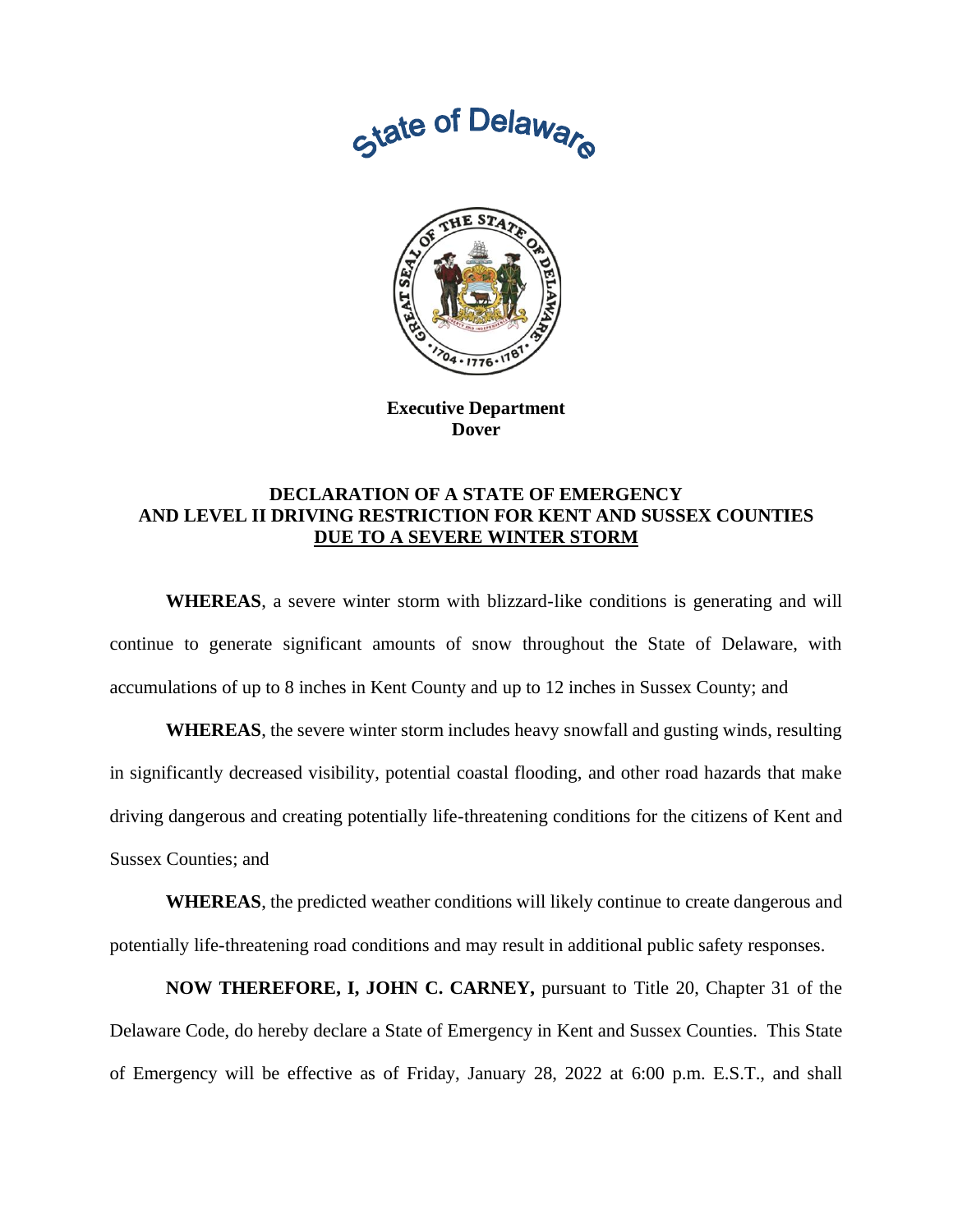State of Delaware

**Executive Department**
**Dover**

## DECLARATION OF A STATE OF EMERGENCY AND LEVEL II DRIVING RESTRICTION FOR KENT AND SUSSEX COUNTIES DUE TO A SEVERE WINTER STORM

**WHEREAS**, a severe winter storm with blizzard-like conditions is generating and will continue to generate significant amounts of snow throughout the State of Delaware, with accumulations of up to 8 inches in Kent County and up to 12 inches in Sussex County; and

**WHEREAS**, the severe winter storm includes heavy snowfall and gusting winds, resulting in significantly decreased visibility, potential coastal flooding, and other road hazards that make driving dangerous and creating potentially life-threatening conditions for the citizens of Kent and Sussex Counties; and

**WHEREAS**, the predicted weather conditions will likely continue to create dangerous and potentially life-threatening road conditions and may result in additional public safety responses.

**NOW THEREFORE, I, JOHN C. CARNEY,** pursuant to Title 20, Chapter 31 of the Delaware Code, do hereby declare a State of Emergency in Kent and Sussex Counties. This State of Emergency will be effective as of Friday, January 28, 2022 at 6:00 p.m. E.S.T., and shall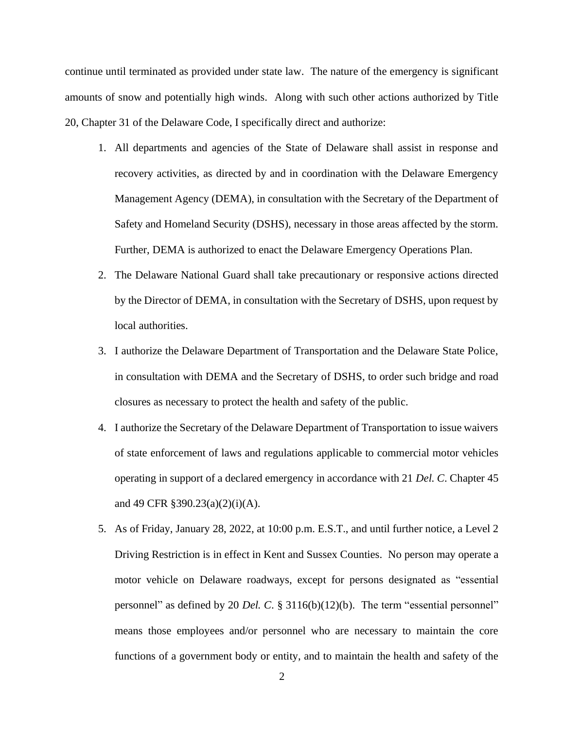continue until terminated as provided under state law. The nature of the emergency is significant amounts of snow and potentially high winds. Along with such other actions authorized by Title 20, Chapter 31 of the Delaware Code, I specifically direct and authorize:

1. All departments and agencies of the State of Delaware shall assist in response and recovery activities, as directed by and in coordination with the Delaware Emergency Management Agency (DEMA), in consultation with the Secretary of the Department of Safety and Homeland Security (DSHS), necessary in those areas affected by the storm. Further, DEMA is authorized to enact the Delaware Emergency Operations Plan.
2. The Delaware National Guard shall take precautionary or responsive actions directed by the Director of DEMA, in consultation with the Secretary of DSHS, upon request by local authorities.
3. I authorize the Delaware Department of Transportation and the Delaware State Police, in consultation with DEMA and the Secretary of DSHS, to order such bridge and road closures as necessary to protect the health and safety of the public.
4. I authorize the Secretary of the Delaware Department of Transportation to issue waivers of state enforcement of laws and regulations applicable to commercial motor vehicles operating in support of a declared emergency in accordance with 21 *Del. C*. Chapter 45 and 49 CFR §390.23(a)(2)(i)(A).
5. As of Friday, January 28, 2022, at 10:00 p.m. E.S.T., and until further notice, a Level 2 Driving Restriction is in effect in Kent and Sussex Counties. No person may operate a motor vehicle on Delaware roadways, except for persons designated as "essential personnel" as defined by 20 *Del. C*. § 3116(b)(12)(b). The term "essential personnel" means those employees and/or personnel who are necessary to maintain the core functions of a government body or entity, and to maintain the health and safety of the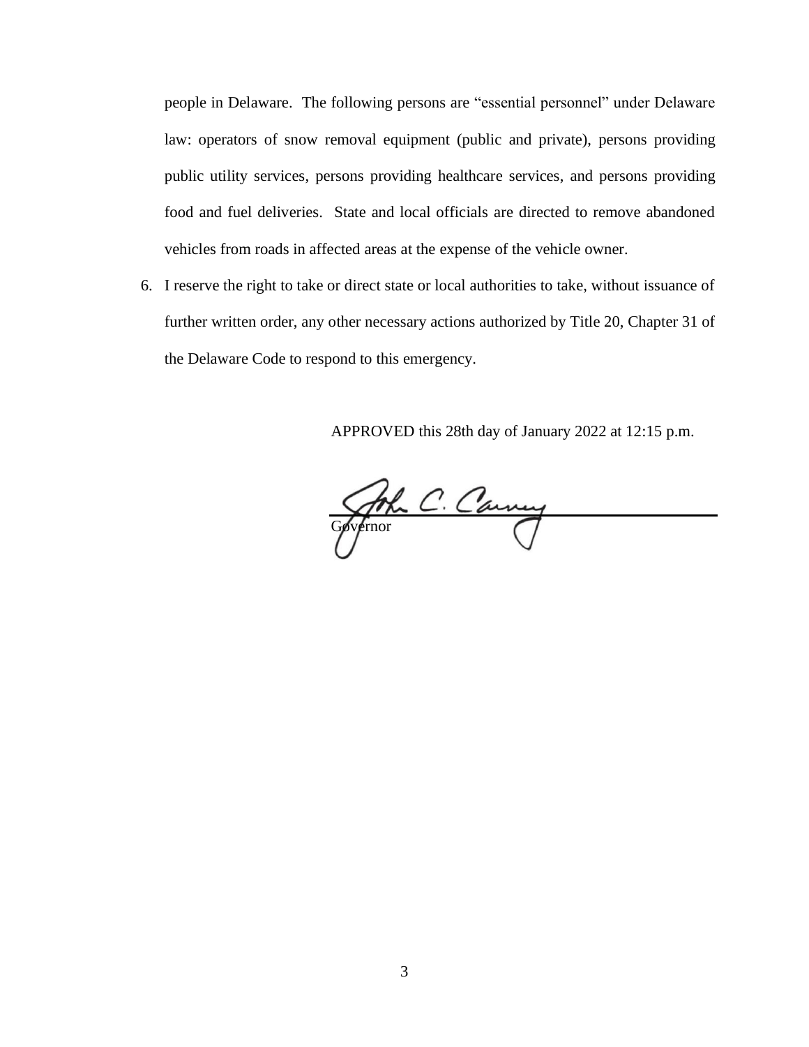people in Delaware. The following persons are "essential personnel" under Delaware law: operators of snow removal equipment (public and private), persons providing public utility services, persons providing healthcare services, and persons providing food and fuel deliveries. State and local officials are directed to remove abandoned vehicles from roads in affected areas at the expense of the vehicle owner.

6. I reserve the right to take or direct state or local authorities to take, without issuance of further written order, any other necessary actions authorized by Title 20, Chapter 31 of the Delaware Code to respond to this emergency.

APPROVED this 28th day of January 2022 at 12:15 p.m.

John C. Carney

Governor